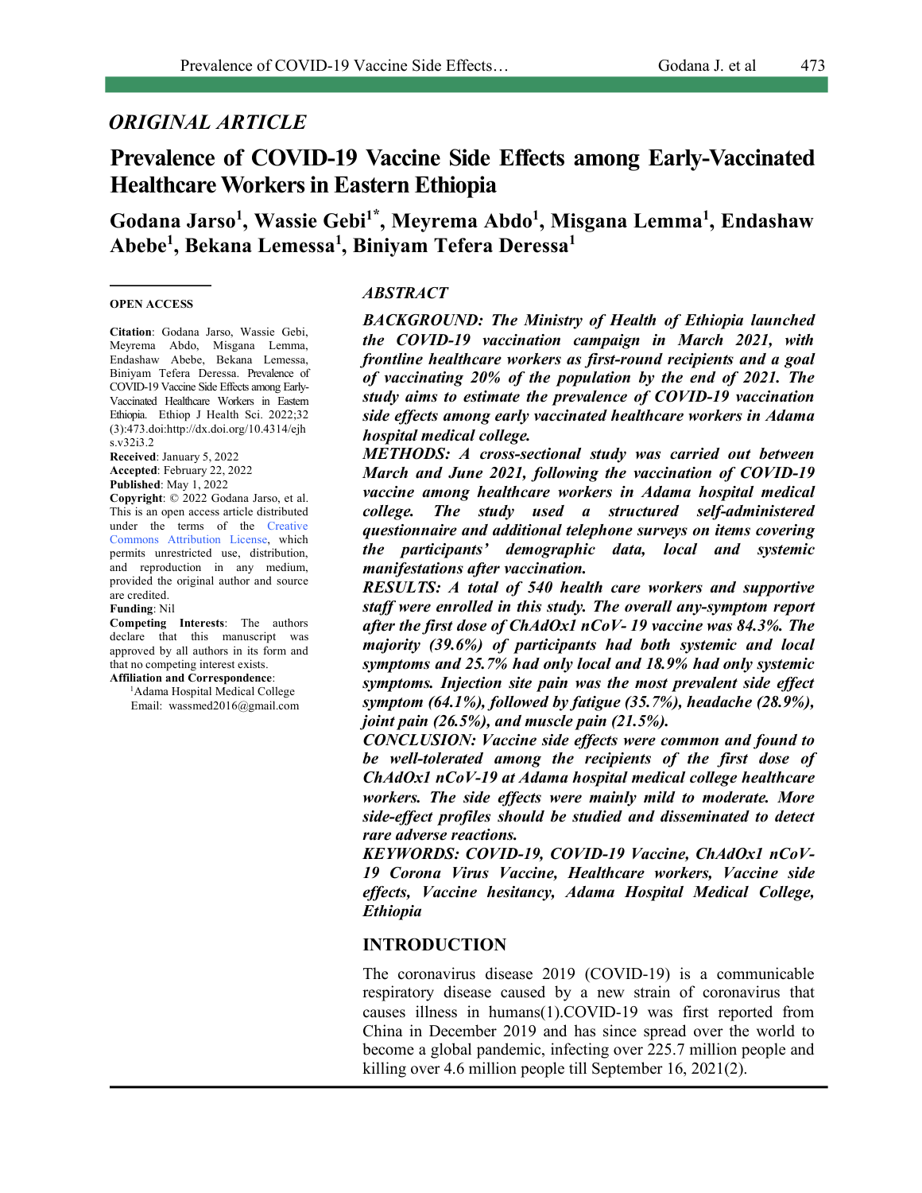*ORIGINAL ARTICLE*

# Prevalence of COVID-19 Vaccine Side Effects among Early-Vaccinated Healthcare Workers in Eastern Ethiopia

**Godana Jarso[1], Wassie Gebi[1*], Meyrema Abdo[1], Misgana Lemma[1], Endashaw Abebe[1], Bekana Lemessa[1], Biniyam Tefera Deressa[1]**

**OPEN ACCESS**

**Citation**: Godana Jarso, Wassie Gebi, Meyrema Abdo, Misgana Lemma, Endashaw Abebe, Bekana Lemessa, Biniyam Tefera Deressa. Prevalence of COVID-19 Vaccine Side Effects among Early-Vaccinated Healthcare Workers in Eastern Ethiopia. Ethiop J Health Sci. 2022;32 (3):473.doi:http://dx.doi.org/10.4314/ejhs.v32i3.2

**Received**: January 5, 2022

**Accepted**: February 22, 2022

**Published**: May 1, 2022

**Copyright**: © 2022 Godana Jarso, et al. This is an open access article distributed under the terms of the Creative Commons Attribution License, which permits unrestricted use, distribution, and reproduction in any medium, provided the original author and source are credited.

**Funding**: Nil

**Competing Interests**: The authors declare that this manuscript was approved by all authors in its form and that no competing interest exists.

**Affiliation and Correspondence**:

[1]Adama Hospital Medical College

Email: wassmed2016@gmail.com

## *ABSTRACT*

***BACKGROUND: The Ministry of Health of Ethiopia launched the COVID-19 vaccination campaign in March 2021, with frontline healthcare workers as first-round recipients and a goal of vaccinating 20% of the population by the end of 2021. The study aims to estimate the prevalence of COVID-19 vaccination side effects among early vaccinated healthcare workers in Adama hospital medical college.***

***METHODS: A cross-sectional study was carried out between March and June 2021, following the vaccination of COVID-19 vaccine among healthcare workers in Adama hospital medical college. The study used a structured self-administered questionnaire and additional telephone surveys on items covering the participants' demographic data, local and systemic manifestations after vaccination.***

***RESULTS: A total of 540 health care workers and supportive staff were enrolled in this study. The overall any-symptom report after the first dose of ChAdOx1 nCoV- 19 vaccine was 84.3%. The majority (39.6%) of participants had both systemic and local symptoms and 25.7% had only local and 18.9% had only systemic symptoms. Injection site pain was the most prevalent side effect symptom (64.1%), followed by fatigue (35.7%), headache (28.9%), joint pain (26.5%), and muscle pain (21.5%).***

***CONCLUSION: Vaccine side effects were common and found to be well-tolerated among the recipients of the first dose of ChAdOx1 nCoV-19 at Adama hospital medical college healthcare workers. The side effects were mainly mild to moderate. More side-effect profiles should be studied and disseminated to detect rare adverse reactions.***

***KEYWORDS: COVID-19, COVID-19 Vaccine, ChAdOx1 nCoV-19 Corona Virus Vaccine, Healthcare workers, Vaccine side effects, Vaccine hesitancy, Adama Hospital Medical College, Ethiopia***

## INTRODUCTION

The coronavirus disease 2019 (COVID-19) is a communicable respiratory disease caused by a new strain of coronavirus that causes illness in humans(1).COVID-19 was first reported from China in December 2019 and has since spread over the world to become a global pandemic, infecting over 225.7 million people and killing over 4.6 million people till September 16, 2021(2).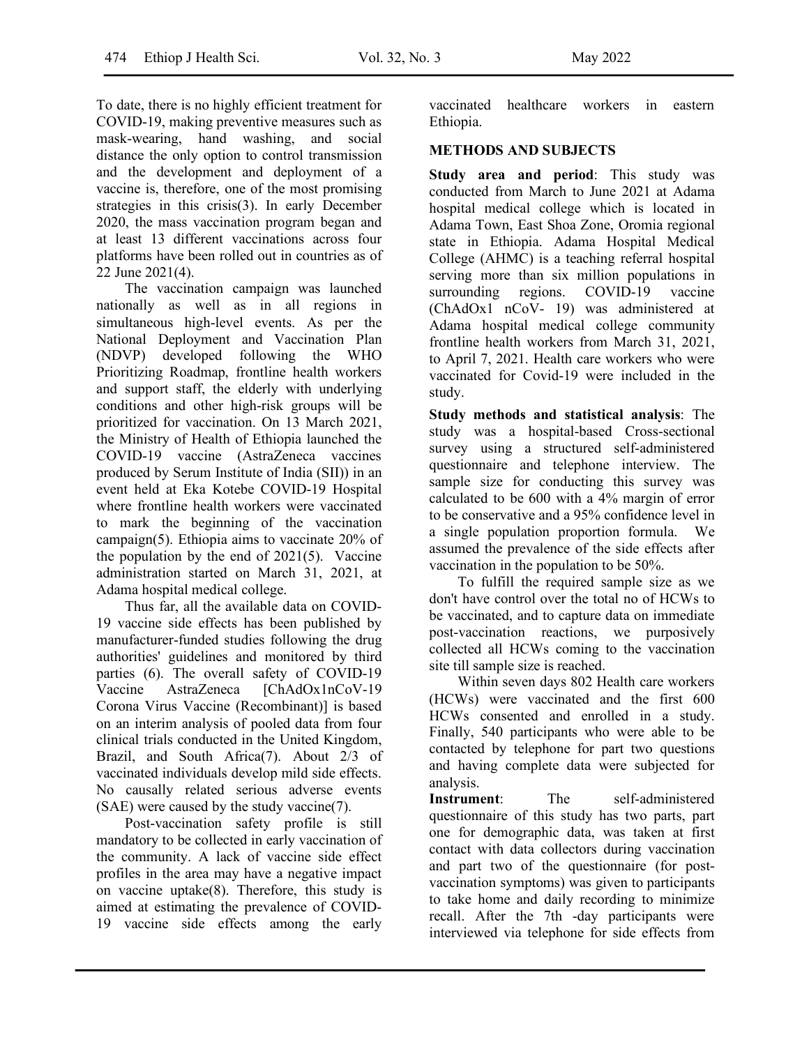To date, there is no highly efficient treatment for COVID-19, making preventive measures such as mask-wearing, hand washing, and social distance the only option to control transmission and the development and deployment of a vaccine is, therefore, one of the most promising strategies in this crisis(3). In early December 2020, the mass vaccination program began and at least 13 different vaccinations across four platforms have been rolled out in countries as of 22 June 2021(4).

The vaccination campaign was launched nationally as well as in all regions in simultaneous high-level events. As per the National Deployment and Vaccination Plan (NDVP) developed following the WHO Prioritizing Roadmap, frontline health workers and support staff, the elderly with underlying conditions and other high-risk groups will be prioritized for vaccination. On 13 March 2021, the Ministry of Health of Ethiopia launched the COVID-19 vaccine (AstraZeneca vaccines produced by Serum Institute of India (SII)) in an event held at Eka Kotebe COVID-19 Hospital where frontline health workers were vaccinated to mark the beginning of the vaccination campaign(5). Ethiopia aims to vaccinate 20% of the population by the end of 2021(5). Vaccine administration started on March 31, 2021, at Adama hospital medical college.

Thus far, all the available data on COVID-19 vaccine side effects has been published by manufacturer-funded studies following the drug authorities' guidelines and monitored by third parties (6). The overall safety of COVID-19 Vaccine AstraZeneca [ChAdOx1nCoV-19 Corona Virus Vaccine (Recombinant)] is based on an interim analysis of pooled data from four clinical trials conducted in the United Kingdom, Brazil, and South Africa(7). About 2/3 of vaccinated individuals develop mild side effects. No causally related serious adverse events (SAE) were caused by the study vaccine(7).

Post-vaccination safety profile is still mandatory to be collected in early vaccination of the community. A lack of vaccine side effect profiles in the area may have a negative impact on vaccine uptake(8). Therefore, this study is aimed at estimating the prevalence of COVID-19 vaccine side effects among the early vaccinated healthcare workers in eastern Ethiopia.

## METHODS AND SUBJECTS

**Study area and period**: This study was conducted from March to June 2021 at Adama hospital medical college which is located in Adama Town, East Shoa Zone, Oromia regional state in Ethiopia. Adama Hospital Medical College (AHMC) is a teaching referral hospital serving more than six million populations in surrounding regions. COVID-19 vaccine (ChAdOx1 nCoV- 19) was administered at Adama hospital medical college community frontline health workers from March 31, 2021, to April 7, 2021. Health care workers who were vaccinated for Covid-19 were included in the study.

**Study methods and statistical analysis**: The study was a hospital-based Cross-sectional survey using a structured self-administered questionnaire and telephone interview. The sample size for conducting this survey was calculated to be 600 with a 4% margin of error to be conservative and a 95% confidence level in a single population proportion formula. We assumed the prevalence of the side effects after vaccination in the population to be 50%.

To fulfill the required sample size as we don't have control over the total no of HCWs to be vaccinated, and to capture data on immediate post-vaccination reactions, we purposively collected all HCWs coming to the vaccination site till sample size is reached.

Within seven days 802 Health care workers (HCWs) were vaccinated and the first 600 HCWs consented and enrolled in a study. Finally, 540 participants who were able to be contacted by telephone for part two questions and having complete data were subjected for analysis.

**Instrument**: The self-administered questionnaire of this study has two parts, part one for demographic data, was taken at first contact with data collectors during vaccination and part two of the questionnaire (for post-vaccination symptoms) was given to participants to take home and daily recording to minimize recall. After the 7th -day participants were interviewed via telephone for side effects from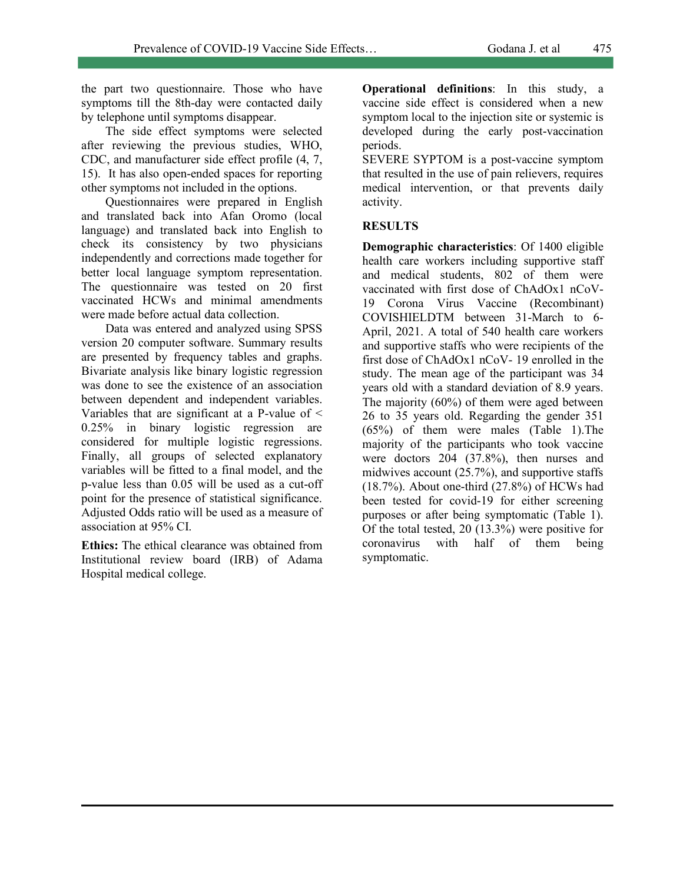the part two questionnaire. Those who have symptoms till the 8th-day were contacted daily by telephone until symptoms disappear.

The side effect symptoms were selected after reviewing the previous studies, WHO, CDC, and manufacturer side effect profile (4, 7, 15). It has also open-ended spaces for reporting other symptoms not included in the options.

Questionnaires were prepared in English and translated back into Afan Oromo (local language) and translated back into English to check its consistency by two physicians independently and corrections made together for better local language symptom representation. The questionnaire was tested on 20 first vaccinated HCWs and minimal amendments were made before actual data collection.

Data was entered and analyzed using SPSS version 20 computer software. Summary results are presented by frequency tables and graphs. Bivariate analysis like binary logistic regression was done to see the existence of an association between dependent and independent variables. Variables that are significant at a P-value of < 0.25% in binary logistic regression are considered for multiple logistic regressions. Finally, all groups of selected explanatory variables will be fitted to a final model, and the p-value less than 0.05 will be used as a cut-off point for the presence of statistical significance. Adjusted Odds ratio will be used as a measure of association at 95% CI.

**Ethics:** The ethical clearance was obtained from Institutional review board (IRB) of Adama Hospital medical college.

**Operational definitions**: In this study, a vaccine side effect is considered when a new symptom local to the injection site or systemic is developed during the early post-vaccination periods.

SEVERE SYPTOM is a post-vaccine symptom that resulted in the use of pain relievers, requires medical intervention, or that prevents daily activity.

## RESULTS

**Demographic characteristics**: Of 1400 eligible health care workers including supportive staff and medical students, 802 of them were vaccinated with first dose of ChAdOx1 nCoV-19 Corona Virus Vaccine (Recombinant) COVISHIELDTM between 31-March to 6-April, 2021. A total of 540 health care workers and supportive staffs who were recipients of the first dose of ChAdOx1 nCoV- 19 enrolled in the study. The mean age of the participant was 34 years old with a standard deviation of 8.9 years. The majority (60%) of them were aged between 26 to 35 years old. Regarding the gender 351 (65%) of them were males (Table 1).The majority of the participants who took vaccine were doctors 204 (37.8%), then nurses and midwives account (25.7%), and supportive staffs (18.7%). About one-third (27.8%) of HCWs had been tested for covid-19 for either screening purposes or after being symptomatic (Table 1). Of the total tested, 20 (13.3%) were positive for coronavirus with half of them being symptomatic.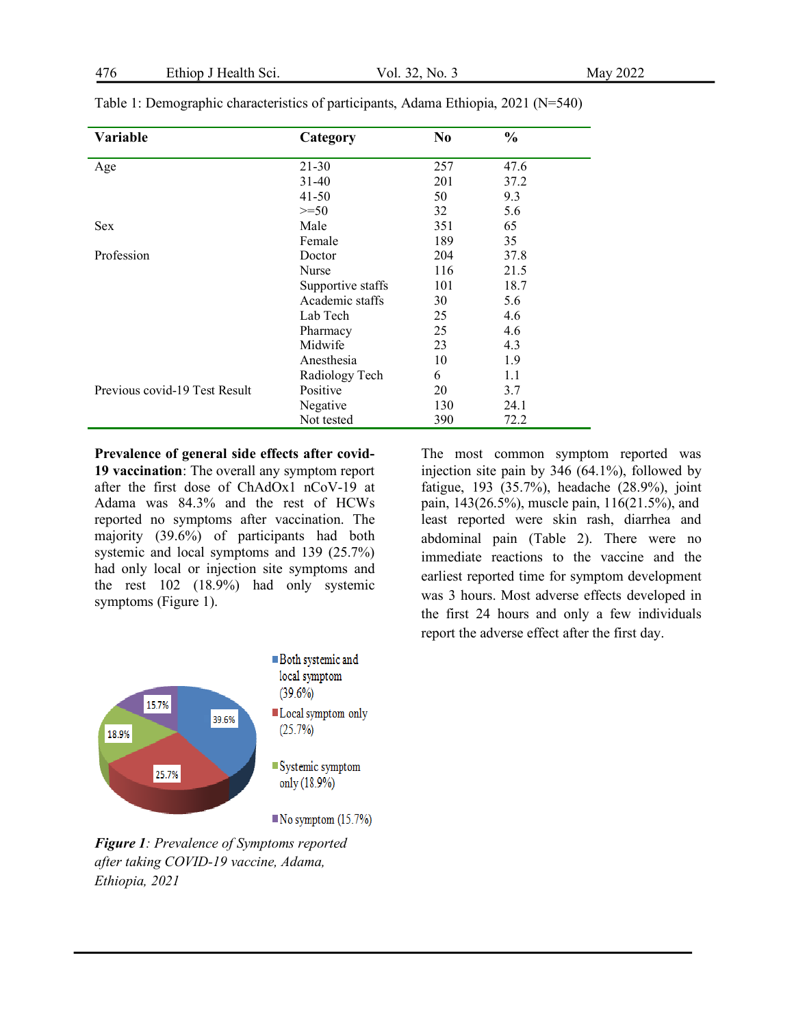Table 1: Demographic characteristics of participants, Adama Ethiopia, 2021 (N=540)

| Variable | Category | No | % |
|---|---|---|---|
| Age | 21-30 | 257 | 47.6 |
| | 31-40 | 201 | 37.2 |
| | 41-50 | 50 | 9.3 |
| | >=50 | 32 | 5.6 |
| Sex | Male | 351 | 65 |
| | Female | 189 | 35 |
| Profession | Doctor | 204 | 37.8 |
| | Nurse | 116 | 21.5 |
| | Supportive staffs | 101 | 18.7 |
| | Academic staffs | 30 | 5.6 |
| | Lab Tech | 25 | 4.6 |
| | Pharmacy | 25 | 4.6 |
| | Midwife | 23 | 4.3 |
| | Anesthesia | 10 | 1.9 |
| | Radiology Tech | 6 | 1.1 |
| Previous covid-19 Test Result | Positive | 20 | 3.7 |
| | Negative | 130 | 24.1 |
| | Not tested | 390 | 72.2 |

**Prevalence of general side effects after covid-19 vaccination**: The overall any symptom report after the first dose of ChAdOx1 nCoV-19 at Adama was 84.3% and the rest of HCWs reported no symptoms after vaccination. The majority (39.6%) of participants had both systemic and local symptoms and 139 (25.7%) had only local or injection site symptoms and the rest 102 (18.9%) had only systemic symptoms (Figure 1).

15.7%
39.6%
18.9%
25.7%

Both systemic and local symptom (39.6%)
Local symptom only (25.7%)
Systemic symptom only (18.9%)
No symptom (15.7%)

*Figure 1: Prevalence of Symptoms reported after taking COVID-19 vaccine, Adama, Ethiopia, 2021*

The most common symptom reported was injection site pain by 346 (64.1%), followed by fatigue, 193 (35.7%), headache (28.9%), joint pain, 143(26.5%), muscle pain, 116(21.5%), and least reported were skin rash, diarrhea and abdominal pain (Table 2). There were no immediate reactions to the vaccine and the earliest reported time for symptom development was 3 hours. Most adverse effects developed in the first 24 hours and only a few individuals report the adverse effect after the first day.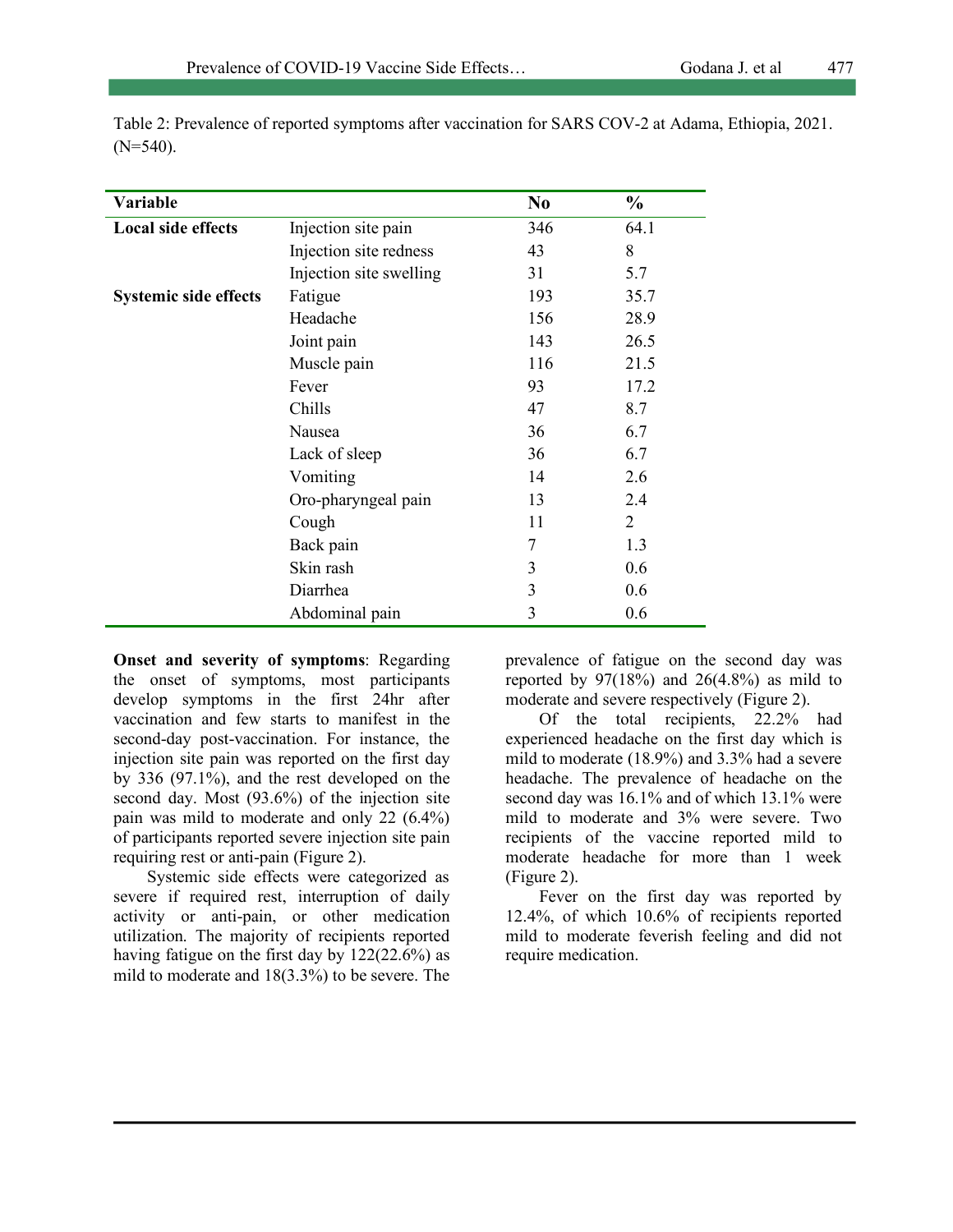Table 2: Prevalence of reported symptoms after vaccination for SARS COV-2 at Adama, Ethiopia, 2021. (N=540).

| Variable | | No | % |
|---|---|---|---|
| **Local side effects** | Injection site pain | 346 | 64.1 |
| | Injection site redness | 43 | 8 |
| | Injection site swelling | 31 | 5.7 |
| **Systemic side effects** | Fatigue | 193 | 35.7 |
| | Headache | 156 | 28.9 |
| | Joint pain | 143 | 26.5 |
| | Muscle pain | 116 | 21.5 |
| | Fever | 93 | 17.2 |
| | Chills | 47 | 8.7 |
| | Nausea | 36 | 6.7 |
| | Lack of sleep | 36 | 6.7 |
| | Vomiting | 14 | 2.6 |
| | Oro-pharyngeal pain | 13 | 2.4 |
| | Cough | 11 | 2 |
| | Back pain | 7 | 1.3 |
| | Skin rash | 3 | 0.6 |
| | Diarrhea | 3 | 0.6 |
| | Abdominal pain | 3 | 0.6 |

**Onset and severity of symptoms**: Regarding the onset of symptoms, most participants develop symptoms in the first 24hr after vaccination and few starts to manifest in the second-day post-vaccination. For instance, the injection site pain was reported on the first day by 336 (97.1%), and the rest developed on the second day. Most (93.6%) of the injection site pain was mild to moderate and only 22 (6.4%) of participants reported severe injection site pain requiring rest or anti-pain (Figure 2).

Systemic side effects were categorized as severe if required rest, interruption of daily activity or anti-pain, or other medication utilization. The majority of recipients reported having fatigue on the first day by 122(22.6%) as mild to moderate and 18(3.3%) to be severe. The prevalence of fatigue on the second day was reported by 97(18%) and 26(4.8%) as mild to moderate and severe respectively (Figure 2).

Of the total recipients, 22.2% had experienced headache on the first day which is mild to moderate (18.9%) and 3.3% had a severe headache. The prevalence of headache on the second day was 16.1% and of which 13.1% were mild to moderate and 3% were severe. Two recipients of the vaccine reported mild to moderate headache for more than 1 week (Figure 2).

Fever on the first day was reported by 12.4%, of which 10.6% of recipients reported mild to moderate feverish feeling and did not require medication.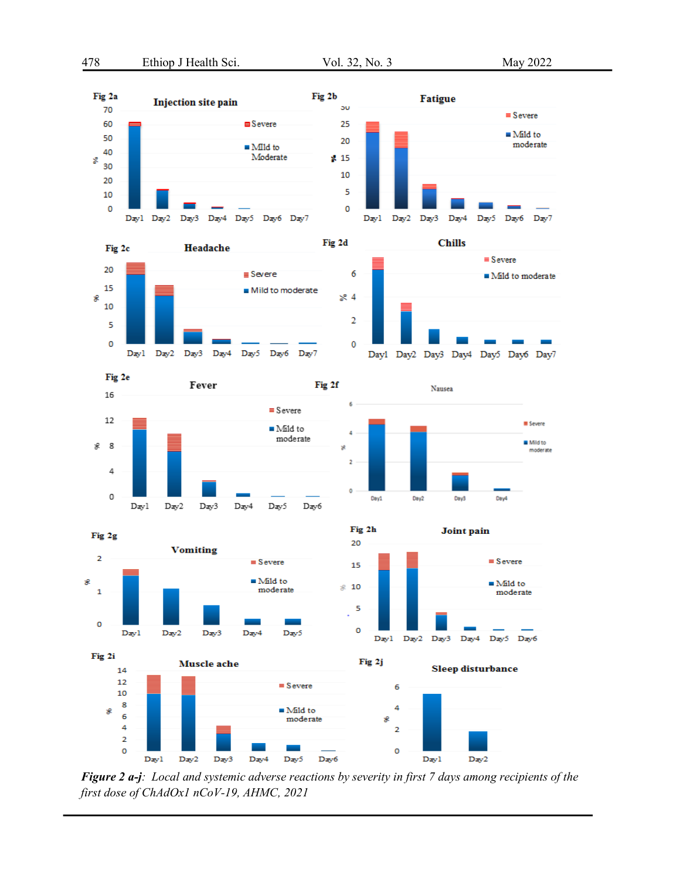Fig 2a

Injection site pain

70
60
50
40
30
20
10
0

%

Severe

MIld to Moderate

Day1 Day2 Day3 Day4 Day5 Day6 Day7

Fig 2b

Fatigue

30
25
20
15
10
5
0

%

Severe

Mild to moderate

Day1 Day2 Day3 Day4 Day5 Day6 Day7

Fig 2c

Headache

20
15
10
5
0

%

Severe

Mild to moderate

Day1 Day2 Day3 Day4 Day5 Day6 Day7

Fig 2d

Chills

6
4
2
0

%

Severe

Mild to moderate

Day1 Day2 Day3 Day4 Day5 Day6 Day7

Fig 2e

Fever

16
12
8
4
0

%

Severe

Mild to moderate

Day1 Day2 Day3 Day4 Day5 Day6

Fig 2f

Nausea

6
4
2
0

%

Severe

Mild to moderate

Day1 Day2 Day3 Day4

Fig 2g

Vomiting

2
1
0

%

Severe

Mild to moderate

Day1 Day2 Day3 Day4 Day5

Fig 2h

Joint pain

20
15
10
5
0

%

Severe

Mild to moderate

Day1 Day2 Day3 Day4 Day5 Day6

Fig 2i

Muscle ache

14
12
10
8
6
4
2
0

%

Severe

Mild to moderate

Day1 Day2 Day3 Day4 Day5 Day6

Fig 2j

Sleep disturbance

6
4
2
0

%

Day1 Day2

***Figure 2 a-j**: Local and systemic adverse reactions by severity in first 7 days among recipients of the first dose of ChAdOx1 nCoV-19, AHMC, 2021*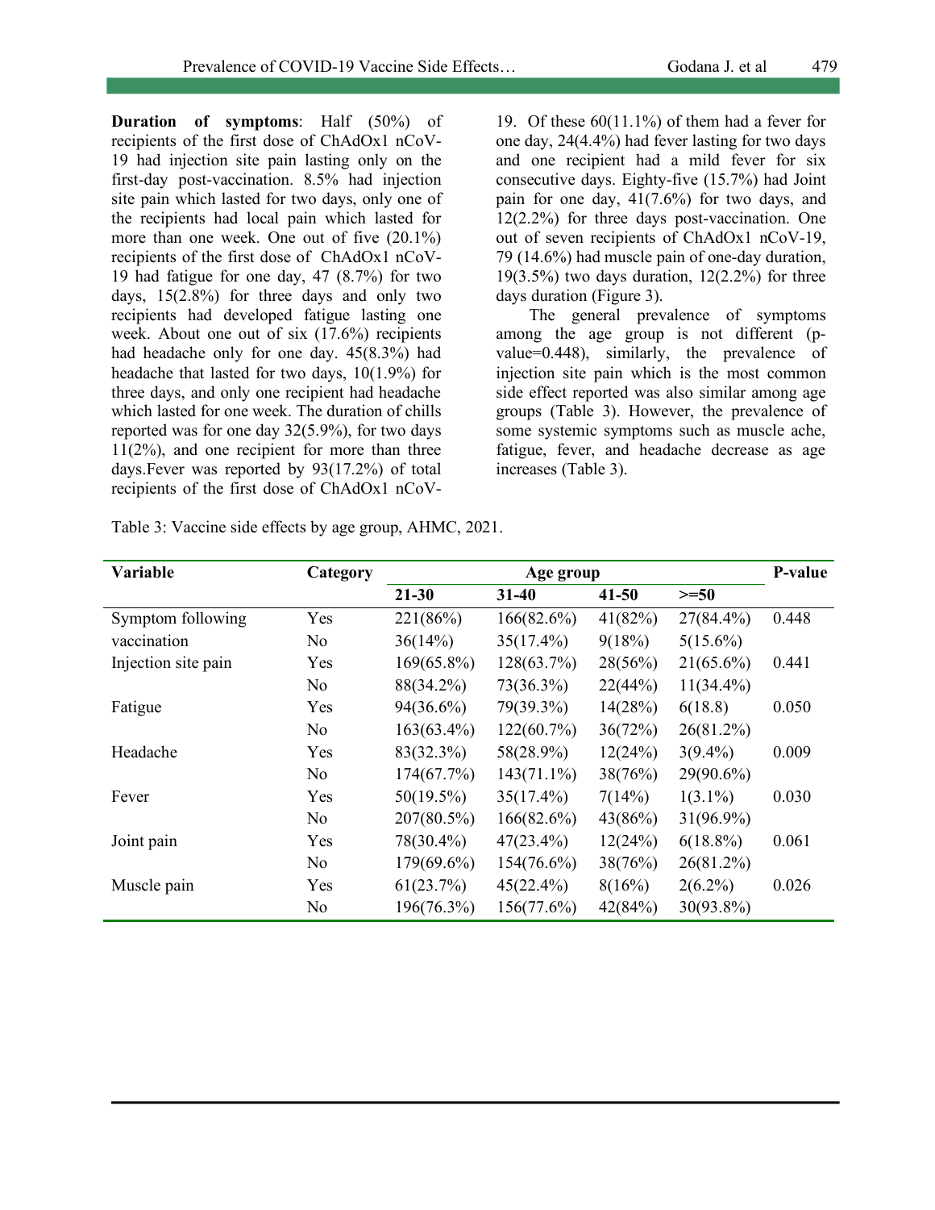**Duration of symptoms**: Half (50%) of recipients of the first dose of ChAdOx1 nCoV-19 had injection site pain lasting only on the first-day post-vaccination. 8.5% had injection site pain which lasted for two days, only one of the recipients had local pain which lasted for more than one week. One out of five (20.1%) recipients of the first dose of ChAdOx1 nCoV-19 had fatigue for one day, 47 (8.7%) for two days, 15(2.8%) for three days and only two recipients had developed fatigue lasting one week. About one out of six (17.6%) recipients had headache only for one day. 45(8.3%) had headache that lasted for two days, 10(1.9%) for three days, and only one recipient had headache which lasted for one week. The duration of chills reported was for one day 32(5.9%), for two days 11(2%), and one recipient for more than three days.Fever was reported by 93(17.2%) of total recipients of the first dose of ChAdOx1 nCoV-19. Of these 60(11.1%) of them had a fever for one day, 24(4.4%) had fever lasting for two days and one recipient had a mild fever for six consecutive days. Eighty-five (15.7%) had Joint pain for one day, 41(7.6%) for two days, and 12(2.2%) for three days post-vaccination. One out of seven recipients of ChAdOx1 nCoV-19, 79 (14.6%) had muscle pain of one-day duration, 19(3.5%) two days duration, 12(2.2%) for three days duration (Figure 3).

The general prevalence of symptoms among the age group is not different (p-value=0.448), similarly, the prevalence of injection site pain which is the most common side effect reported was also similar among age groups (Table 3). However, the prevalence of some systemic symptoms such as muscle ache, fatigue, fever, and headache decrease as age increases (Table 3).

Table 3: Vaccine side effects by age group, AHMC, 2021.

| Variable | Category | Age group | | | | P-value |
|---|---|---|---|---|---|---|
| | | 21-30 | 31-40 | 41-50 | >=50 | |
| Symptom following vaccination | Yes | 221(86%) | 166(82.6%) | 41(82%) | 27(84.4%) | 0.448 |
| | No | 36(14%) | 35(17.4%) | 9(18%) | 5(15.6%) | |
| Injection site pain | Yes | 169(65.8%) | 128(63.7%) | 28(56%) | 21(65.6%) | 0.441 |
| | No | 88(34.2%) | 73(36.3%) | 22(44%) | 11(34.4%) | |
| Fatigue | Yes | 94(36.6%) | 79(39.3%) | 14(28%) | 6(18.8) | 0.050 |
| | No | 163(63.4%) | 122(60.7%) | 36(72%) | 26(81.2%) | |
| Headache | Yes | 83(32.3%) | 58(28.9%) | 12(24%) | 3(9.4%) | 0.009 |
| | No | 174(67.7%) | 143(71.1%) | 38(76%) | 29(90.6%) | |
| Fever | Yes | 50(19.5%) | 35(17.4%) | 7(14%) | 1(3.1%) | 0.030 |
| | No | 207(80.5%) | 166(82.6%) | 43(86%) | 31(96.9%) | |
| Joint pain | Yes | 78(30.4%) | 47(23.4%) | 12(24%) | 6(18.8%) | 0.061 |
| | No | 179(69.6%) | 154(76.6%) | 38(76%) | 26(81.2%) | |
| Muscle pain | Yes | 61(23.7%) | 45(22.4%) | 8(16%) | 2(6.2%) | 0.026 |
| | No | 196(76.3%) | 156(77.6%) | 42(84%) | 30(93.8%) | |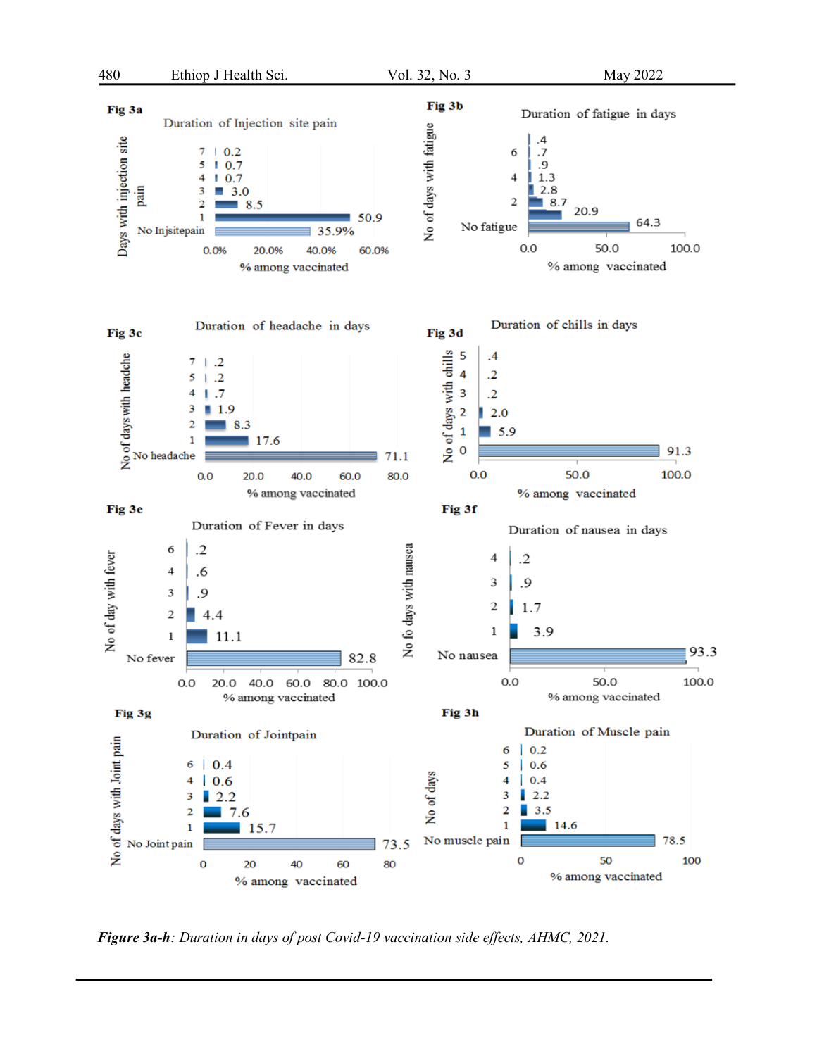Fig 3a

Duration of Injection site pain

Days with injection site pain

7 0.2
5 0.7
4 0.7
3 3.0
2 8.5
1 50.9
No Injsitepain 35.9%

0.0% 20.0% 40.0% 60.0%

% among vaccinated

Fig 3b

Duration of fatigue in days

No of days with fatigue

.4
6 .7
.9
4 1.3
2.8
2 8.7
20.9
No fatigue 64.3

0.0 50.0 100.0

% among vaccinated

Fig 3c

Duration of headache in days

No of days with headche

7 .2
5 .2
4 .7
3 1.9
2 8.3
1 17.6
No headache 71.1

0.0 20.0 40.0 60.0 80.0

% among vaccinated

Fig 3d

Duration of chills in days

No of days with chills

5 .4
4 .2
3 .2
2 2.0
1 5.9
0 91.3

0.0 50.0 100.0

% among vaccinated

Fig 3e

Duration of Fever in days

No of day with fever

6 .2
4 .6
3 .9
2 4.4
1 11.1
No fever 82.8

0.0 20.0 40.0 60.0 80.0 100.0

% among vaccinated

Fig 3f

Duration of nausea in days

No fo days with nausea

4 .2
3 .9
2 1.7
1 3.9
No nausea 93.3

0.0 50.0 100.0

% among vaccinated

Fig 3g

Duration of Jointpain

No of days with Joint pain

6 0.4
4 0.6
3 2.2
2 7.6
1 15.7
No Joint pain 73.5

0 20 40 60 80

% among vaccinated

Fig 3h

Duration of Muscle pain

No of days

6 0.2
5 0.6
4 0.4
3 2.2
2 3.5
1 14.6
No muscle pain 78.5

0 50 100

% among vaccinated

***Figure 3a-h**: Duration in days of post Covid-19 vaccination side effects, AHMC, 2021.*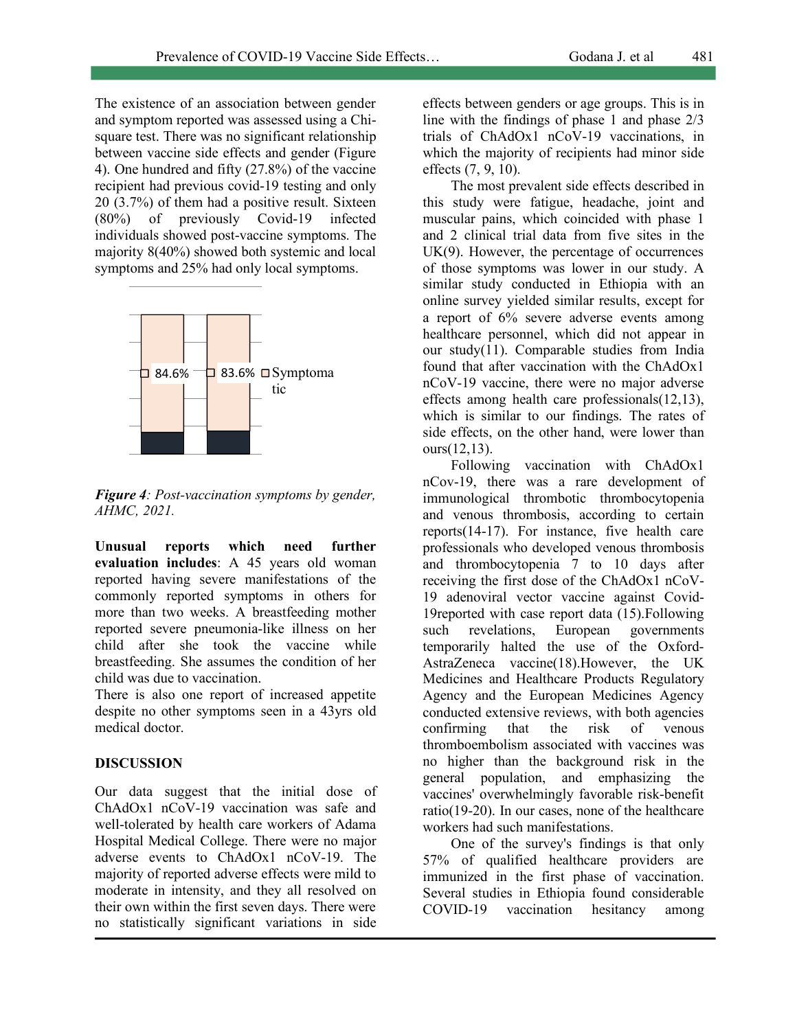The existence of an association between gender and symptom reported was assessed using a Chi-square test. There was no significant relationship between vaccine side effects and gender (Figure 4). One hundred and fifty (27.8%) of the vaccine recipient had previous covid-19 testing and only 20 (3.7%) of them had a positive result. Sixteen (80%) of previously Covid-19 infected individuals showed post-vaccine symptoms. The majority 8(40%) showed both systemic and local symptoms and 25% had only local symptoms.

84.6%
83.6%
Symptomatic

***Figure 4**: Post-vaccination symptoms by gender, AHMC, 2021.*

**Unusual reports which need further evaluation includes**: A 45 years old woman reported having severe manifestations of the commonly reported symptoms in others for more than two weeks. A breastfeeding mother reported severe pneumonia-like illness on her child after she took the vaccine while breastfeeding. She assumes the condition of her child was due to vaccination.

There is also one report of increased appetite despite no other symptoms seen in a 43yrs old medical doctor.

## DISCUSSION

Our data suggest that the initial dose of ChAdOx1 nCoV-19 vaccination was safe and well-tolerated by health care workers of Adama Hospital Medical College. There were no major adverse events to ChAdOx1 nCoV-19. The majority of reported adverse effects were mild to moderate in intensity, and they all resolved on their own within the first seven days. There were no statistically significant variations in side effects between genders or age groups. This is in line with the findings of phase 1 and phase 2/3 trials of ChAdOx1 nCoV-19 vaccinations, in which the majority of recipients had minor side effects (7, 9, 10).

The most prevalent side effects described in this study were fatigue, headache, joint and muscular pains, which coincided with phase 1 and 2 clinical trial data from five sites in the UK(9). However, the percentage of occurrences of those symptoms was lower in our study. A similar study conducted in Ethiopia with an online survey yielded similar results, except for a report of 6% severe adverse events among healthcare personnel, which did not appear in our study(11). Comparable studies from India found that after vaccination with the ChAdOx1 nCoV-19 vaccine, there were no major adverse effects among health care professionals(12,13), which is similar to our findings. The rates of side effects, on the other hand, were lower than ours(12,13).

Following vaccination with ChAdOx1 nCov-19, there was a rare development of immunological thrombotic thrombocytopenia and venous thrombosis, according to certain reports(14-17). For instance, five health care professionals who developed venous thrombosis and thrombocytopenia 7 to 10 days after receiving the first dose of the ChAdOx1 nCoV-19 adenoviral vector vaccine against Covid-19reported with case report data (15).Following such revelations, European governments temporarily halted the use of the Oxford-AstraZeneca vaccine(18).However, the UK Medicines and Healthcare Products Regulatory Agency and the European Medicines Agency conducted extensive reviews, with both agencies confirming that the risk of venous thromboembolism associated with vaccines was no higher than the background risk in the general population, and emphasizing the vaccines' overwhelmingly favorable risk-benefit ratio(19-20). In our cases, none of the healthcare workers had such manifestations.

One of the survey's findings is that only 57% of qualified healthcare providers are immunized in the first phase of vaccination. Several studies in Ethiopia found considerable COVID-19 vaccination hesitancy among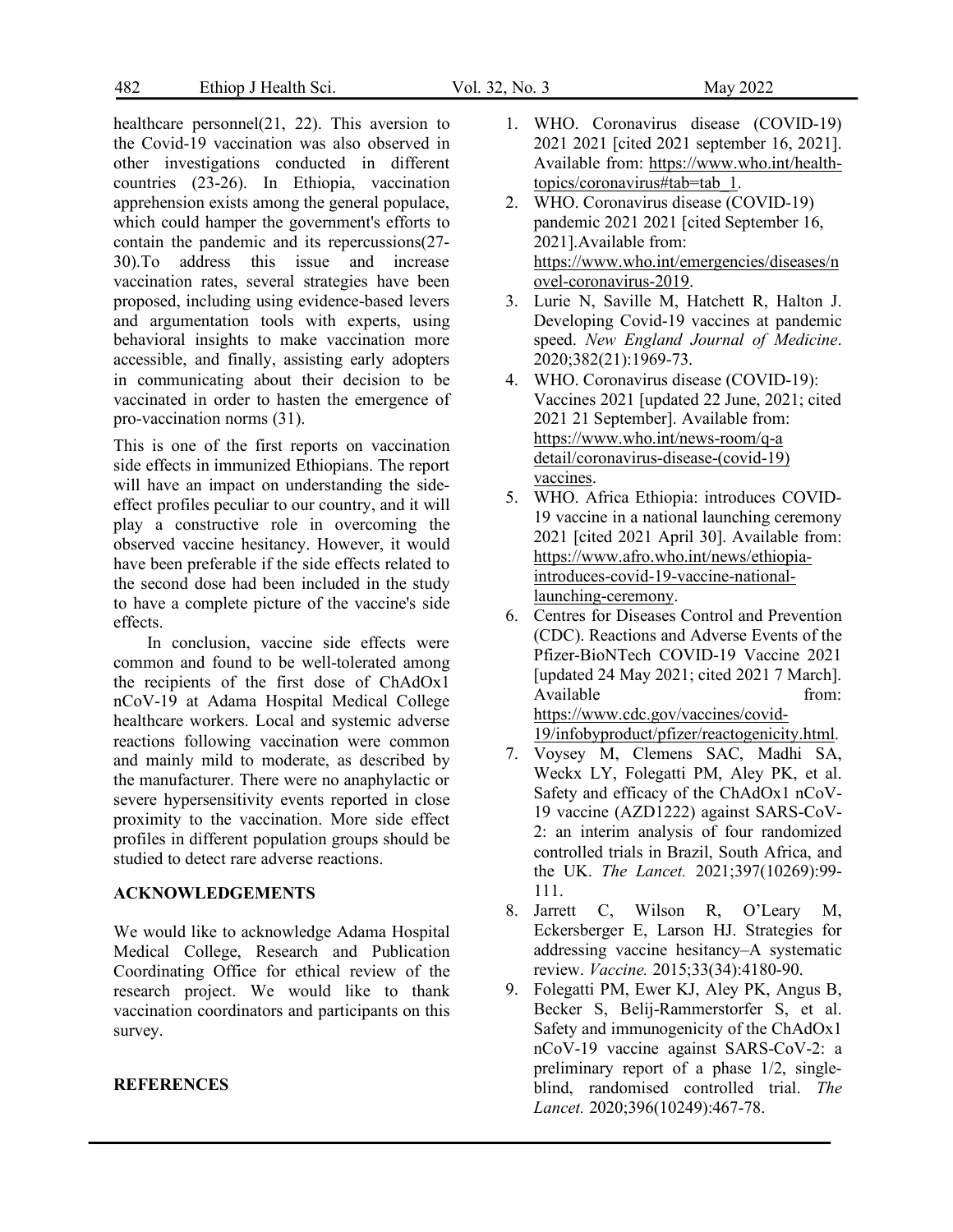healthcare personnel(21, 22). This aversion to the Covid-19 vaccination was also observed in other investigations conducted in different countries (23-26). In Ethiopia, vaccination apprehension exists among the general populace, which could hamper the government's efforts to contain the pandemic and its repercussions(27-30).To address this issue and increase vaccination rates, several strategies have been proposed, including using evidence-based levers and argumentation tools with experts, using behavioral insights to make vaccination more accessible, and finally, assisting early adopters in communicating about their decision to be vaccinated in order to hasten the emergence of pro-vaccination norms (31).

This is one of the first reports on vaccination side effects in immunized Ethiopians. The report will have an impact on understanding the side-effect profiles peculiar to our country, and it will play a constructive role in overcoming the observed vaccine hesitancy. However, it would have been preferable if the side effects related to the second dose had been included in the study to have a complete picture of the vaccine's side effects.

In conclusion, vaccine side effects were common and found to be well-tolerated among the recipients of the first dose of ChAdOx1 nCoV-19 at Adama Hospital Medical College healthcare workers. Local and systemic adverse reactions following vaccination were common and mainly mild to moderate, as described by the manufacturer. There were no anaphylactic or severe hypersensitivity events reported in close proximity to the vaccination. More side effect profiles in different population groups should be studied to detect rare adverse reactions.

## ACKNOWLEDGEMENTS

We would like to acknowledge Adama Hospital Medical College, Research and Publication Coordinating Office for ethical review of the research project. We would like to thank vaccination coordinators and participants on this survey.

## REFERENCES

1. WHO. Coronavirus disease (COVID-19) 2021 2021 [cited 2021 september 16, 2021]. Available from: https://www.who.int/health-topics/coronavirus#tab=tab_1.
2. WHO. Coronavirus disease (COVID-19) pandemic 2021 2021 [cited September 16, 2021].Available from: https://www.who.int/emergencies/diseases/novel-coronavirus-2019.
3. Lurie N, Saville M, Hatchett R, Halton J. Developing Covid-19 vaccines at pandemic speed. *New England Journal of Medicine*. 2020;382(21):1969-73.
4. WHO. Coronavirus disease (COVID-19): Vaccines 2021 [updated 22 June, 2021; cited 2021 21 September]. Available from: https://www.who.int/news-room/q-a detail/coronavirus-disease-(covid-19) vaccines.
5. WHO. Africa Ethiopia: introduces COVID-19 vaccine in a national launching ceremony 2021 [cited 2021 April 30]. Available from: https://www.afro.who.int/news/ethiopia-introduces-covid-19-vaccine-national-launching-ceremony.
6. Centres for Diseases Control and Prevention (CDC). Reactions and Adverse Events of the Pfizer-BioNTech COVID-19 Vaccine 2021 [updated 24 May 2021; cited 2021 7 March]. Available from: https://www.cdc.gov/vaccines/covid-19/infobyproduct/pfizer/reactogenicity.html.
7. Voysey M, Clemens SAC, Madhi SA, Weckx LY, Folegatti PM, Aley PK, et al. Safety and efficacy of the ChAdOx1 nCoV-19 vaccine (AZD1222) against SARS-CoV-2: an interim analysis of four randomized controlled trials in Brazil, South Africa, and the UK. *The Lancet.* 2021;397(10269):99-111.
8. Jarrett C, Wilson R, O'Leary M, Eckersberger E, Larson HJ. Strategies for addressing vaccine hesitancy–A systematic review. *Vaccine.* 2015;33(34):4180-90.
9. Folegatti PM, Ewer KJ, Aley PK, Angus B, Becker S, Belij-Rammerstorfer S, et al. Safety and immunogenicity of the ChAdOx1 nCoV-19 vaccine against SARS-CoV-2: a preliminary report of a phase 1/2, single-blind, randomised controlled trial. *The Lancet.* 2020;396(10249):467-78.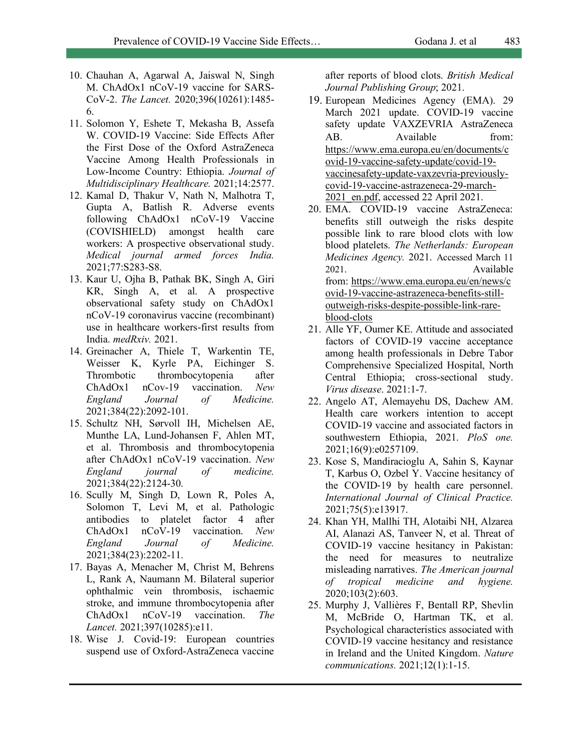10. Chauhan A, Agarwal A, Jaiswal N, Singh M. ChAdOx1 nCoV-19 vaccine for SARS-CoV-2. *The Lancet.* 2020;396(10261):1485-6.
11. Solomon Y, Eshete T, Mekasha B, Assefa W. COVID-19 Vaccine: Side Effects After the First Dose of the Oxford AstraZeneca Vaccine Among Health Professionals in Low-Income Country: Ethiopia. *Journal of Multidisciplinary Healthcare.* 2021;14:2577.
12. Kamal D, Thakur V, Nath N, Malhotra T, Gupta A, Batlish R. Adverse events following ChAdOx1 nCoV-19 Vaccine (COVISHIELD) amongst health care workers: A prospective observational study. *Medical journal armed forces India.* 2021;77:S283-S8.
13. Kaur U, Ojha B, Pathak BK, Singh A, Giri KR, Singh A, et al. A prospective observational safety study on ChAdOx1 nCoV-19 coronavirus vaccine (recombinant) use in healthcare workers-first results from India. *medRxiv.* 2021.
14. Greinacher A, Thiele T, Warkentin TE, Weisser K, Kyrle PA, Eichinger S. Thrombotic thrombocytopenia after ChAdOx1 nCov-19 vaccination. *New England Journal of Medicine.* 2021;384(22):2092-101.
15. Schultz NH, Sørvoll IH, Michelsen AE, Munthe LA, Lund-Johansen F, Ahlen MT, et al. Thrombosis and thrombocytopenia after ChAdOx1 nCoV-19 vaccination. *New England journal of medicine.* 2021;384(22):2124-30.
16. Scully M, Singh D, Lown R, Poles A, Solomon T, Levi M, et al. Pathologic antibodies to platelet factor 4 after ChAdOx1 nCoV-19 vaccination. *New England Journal of Medicine.* 2021;384(23):2202-11.
17. Bayas A, Menacher M, Christ M, Behrens L, Rank A, Naumann M. Bilateral superior ophthalmic vein thrombosis, ischaemic stroke, and immune thrombocytopenia after ChAdOx1 nCoV-19 vaccination. *The Lancet.* 2021;397(10285):e11.
18. Wise J. Covid-19: European countries suspend use of Oxford-AstraZeneca vaccine after reports of blood clots. *British Medical Journal Publishing Group*; 2021.
19. European Medicines Agency (EMA). 29 March 2021 update. COVID-19 vaccine safety update VAXZEVRIA AstraZeneca AB. Available from: https://www.ema.europa.eu/en/documents/covid-19-vaccine-safety-update/covid-19-vaccinesafety-update-vaxzevria-previously-covid-19-vaccine-astrazeneca-29-march-2021_en.pdf, accessed 22 April 2021.
20. EMA. COVID-19 vaccine AstraZeneca: benefits still outweigh the risks despite possible link to rare blood clots with low blood platelets. *The Netherlands: European Medicines Agency.* 2021. Accessed March 11 2021. Available from: https://www.ema.europa.eu/en/news/covid-19-vaccine-astrazeneca-benefits-still-outweigh-risks-despite-possible-link-rare-blood-clots
21. Alle YF, Oumer KE. Attitude and associated factors of COVID-19 vaccine acceptance among health professionals in Debre Tabor Comprehensive Specialized Hospital, North Central Ethiopia; cross-sectional study. *Virus disease*. 2021:1-7.
22. Angelo AT, Alemayehu DS, Dachew AM. Health care workers intention to accept COVID-19 vaccine and associated factors in southwestern Ethiopia, 2021. *PloS one.* 2021;16(9):e0257109.
23. Kose S, Mandiracioglu A, Sahin S, Kaynar T, Karbus O, Ozbel Y. Vaccine hesitancy of the COVID-19 by health care personnel. *International Journal of Clinical Practice.* 2021;75(5):e13917.
24. Khan YH, Mallhi TH, Alotaibi NH, Alzarea AI, Alanazi AS, Tanveer N, et al. Threat of COVID-19 vaccine hesitancy in Pakistan: the need for measures to neutralize misleading narratives. *The American journal of tropical medicine and hygiene.* 2020;103(2):603.
25. Murphy J, Vallières F, Bentall RP, Shevlin M, McBride O, Hartman TK, et al. Psychological characteristics associated with COVID-19 vaccine hesitancy and resistance in Ireland and the United Kingdom. *Nature communications.* 2021;12(1):1-15.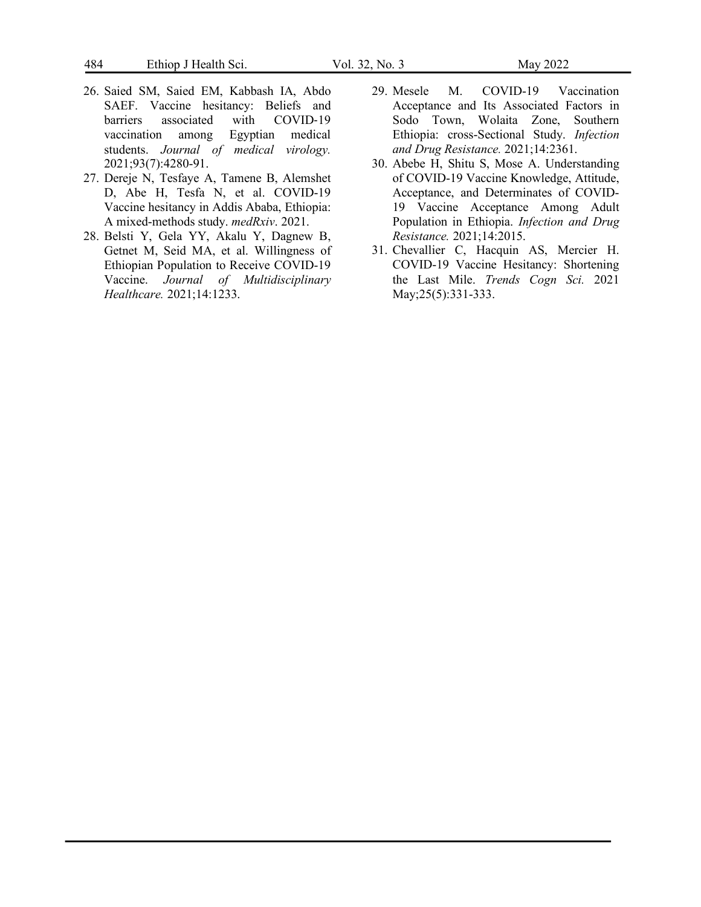26. Saied SM, Saied EM, Kabbash IA, Abdo SAEF. Vaccine hesitancy: Beliefs and barriers associated with COVID-19 vaccination among Egyptian medical students. *Journal of medical virology.* 2021;93(7):4280-91.
27. Dereje N, Tesfaye A, Tamene B, Alemshet D, Abe H, Tesfa N, et al. COVID-19 Vaccine hesitancy in Addis Ababa, Ethiopia: A mixed-methods study. *medRxiv*. 2021.
28. Belsti Y, Gela YY, Akalu Y, Dagnew B, Getnet M, Seid MA, et al. Willingness of Ethiopian Population to Receive COVID-19 Vaccine. *Journal of Multidisciplinary Healthcare.* 2021;14:1233.
29. Mesele M. COVID-19 Vaccination Acceptance and Its Associated Factors in Sodo Town, Wolaita Zone, Southern Ethiopia: cross-Sectional Study. *Infection and Drug Resistance.* 2021;14:2361.
30. Abebe H, Shitu S, Mose A. Understanding of COVID-19 Vaccine Knowledge, Attitude, Acceptance, and Determinates of COVID-19 Vaccine Acceptance Among Adult Population in Ethiopia. *Infection and Drug Resistance.* 2021;14:2015.
31. Chevallier C, Hacquin AS, Mercier H. COVID-19 Vaccine Hesitancy: Shortening the Last Mile. *Trends Cogn Sci.* 2021 May;25(5):331-333.